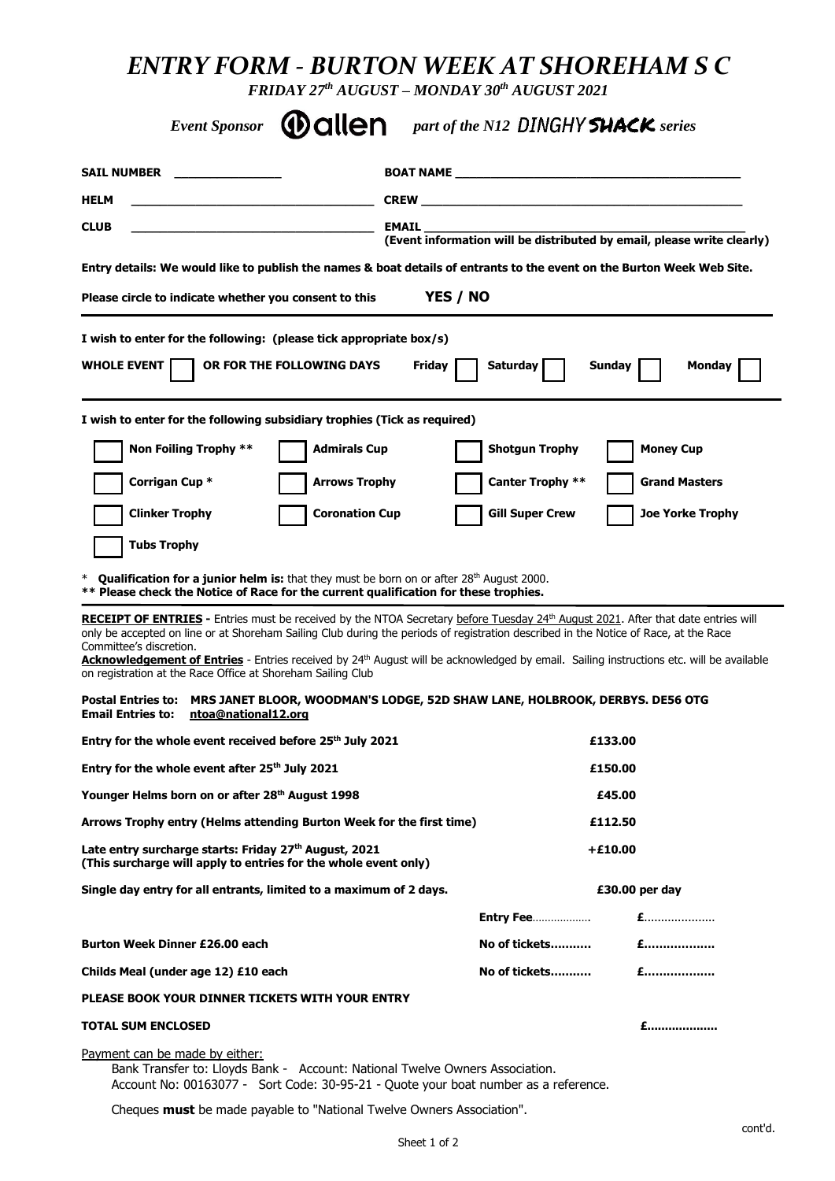# *ENTRY FORM - BURTON WEEK AT SHOREHAM S C*

***FRIDAY 27th AUGUST – MONDAY 30th AUGUST 2021***

*Event Sponsor* **allen** *part of the N12* DINGHY **SHACK** *series*

**SAIL NUMBER** _______________ **BOAT NAME** _________________________________________

**HELM** _________________________________ **CREW** _________________________________________

**CLUB** _________________________________ **EMAIL** _________________________________________
**(Event information will be distributed by email, please write clearly)**

**Entry details: We would like to publish the names & boat details of entrants to the event on the Burton Week Web Site.**

**Please circle to indicate whether you consent to this** **YES / NO**

**I wish to enter for the following: (please tick appropriate box/s)**

**WHOLE EVENT** ☐ **OR FOR THE FOLLOWING DAYS** **Friday** ☐ **Saturday** ☐ **Sunday** ☐ **Monday** ☐

**I wish to enter for the following subsidiary trophies (Tick as required)**

| | | | |
|---|---|---|---|
| ☐ **Non Foiling Trophy \*\*** | ☐ **Admirals Cup** | ☐ **Shotgun Trophy** | ☐ **Money Cup** |
| ☐ **Corrigan Cup \*** | ☐ **Arrows Trophy** | ☐ **Canter Trophy \*\*** | ☐ **Grand Masters** |
| ☐ **Clinker Trophy** | ☐ **Coronation Cup** | ☐ **Gill Super Crew** | ☐ **Joe Yorke Trophy** |
| ☐ **Tubs Trophy** | | | |

\* **Qualification for a junior helm is:** that they must be born on or after 28th August 2000.
**\*\* Please check the Notice of Race for the current qualification for these trophies.**

**RECEIPT OF ENTRIES -** Entries must be received by the NTOA Secretary before Tuesday 24th August 2021. After that date entries will only be accepted on line or at Shoreham Sailing Club during the periods of registration described in the Notice of Race, at the Race Committee's discretion.
**Acknowledgement of Entries** - Entries received by 24th August will be acknowledged by email. Sailing instructions etc. will be available on registration at the Race Office at Shoreham Sailing Club

**Postal Entries to: MRS JANET BLOOR, WOODMAN'S LODGE, 52D SHAW LANE, HOLBROOK, DERBYS. DE56 OTG**
**Email Entries to: ntoa@national12.org**

| | | |
|---|---|---|
| **Entry for the whole event received before 25th July 2021** | | **£133.00** |
| **Entry for the whole event after 25th July 2021** | | **£150.00** |
| **Younger Helms born on or after 28th August 1998** | | **£45.00** |
| **Arrows Trophy entry (Helms attending Burton Week for the first time)** | | **£112.50** |
| **Late entry surcharge starts: Friday 27th August, 2021 (This surcharge will apply to entries for the whole event only)** | | **+£10.00** |
| **Single day entry for all entrants, limited to a maximum of 2 days.** | | **£30.00 per day** |
| | **Entry Fee**………………. | **£**………………… |
| **Burton Week Dinner £26.00 each** | **No of tickets………..** | **£……………….** |
| **Childs Meal (under age 12) £10 each** | **No of tickets………..** | **£……………….** |

**PLEASE BOOK YOUR DINNER TICKETS WITH YOUR ENTRY**

**TOTAL SUM ENCLOSED** **£……………….**

Payment can be made by either:

Bank Transfer to: Lloyds Bank - Account: National Twelve Owners Association.
Account No: 00163077 - Sort Code: 30-95-21 - Quote your boat number as a reference.

Cheques **must** be made payable to "National Twelve Owners Association".

cont'd.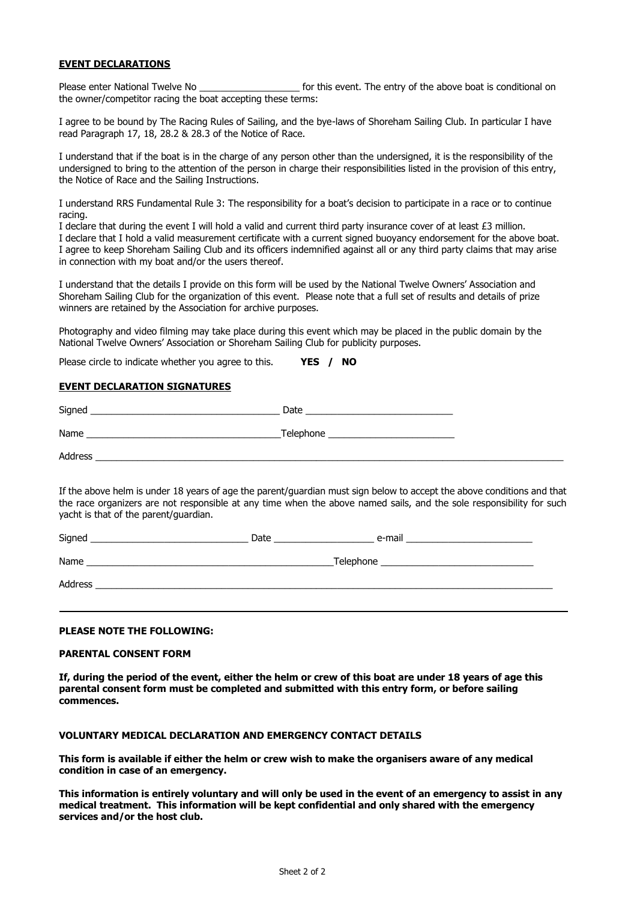**EVENT DECLARATIONS**

Please enter National Twelve No ___________________ for this event. The entry of the above boat is conditional on the owner/competitor racing the boat accepting these terms:

I agree to be bound by The Racing Rules of Sailing, and the bye-laws of Shoreham Sailing Club. In particular I have read Paragraph 17, 18, 28.2 & 28.3 of the Notice of Race.

I understand that if the boat is in the charge of any person other than the undersigned, it is the responsibility of the undersigned to bring to the attention of the person in charge their responsibilities listed in the provision of this entry, the Notice of Race and the Sailing Instructions.

I understand RRS Fundamental Rule 3: The responsibility for a boat's decision to participate in a race or to continue racing.
I declare that during the event I will hold a valid and current third party insurance cover of at least £3 million.
I declare that I hold a valid measurement certificate with a current signed buoyancy endorsement for the above boat.
I agree to keep Shoreham Sailing Club and its officers indemnified against all or any third party claims that may arise in connection with my boat and/or the users thereof.

I understand that the details I provide on this form will be used by the National Twelve Owners' Association and Shoreham Sailing Club for the organization of this event. Please note that a full set of results and details of prize winners are retained by the Association for archive purposes.

Photography and video filming may take place during this event which may be placed in the public domain by the National Twelve Owners' Association or Shoreham Sailing Club for publicity purposes.

Please circle to indicate whether you agree to this. **YES / NO**

**EVENT DECLARATION SIGNATURES**

Signed ____________________________________ Date ____________________________

Name ____________________________________ Telephone ________________________

Address ________________________________________________________________________________________

If the above helm is under 18 years of age the parent/guardian must sign below to accept the above conditions and that the race organizers are not responsible at any time when the above named sails, and the sole responsibility for such yacht is that of the parent/guardian.

Signed ______________________________ Date ___________________ e-mail ________________________

Name ________________________________________________ Telephone _____________________________

Address ______________________________________________________________________________________

---

**PLEASE NOTE THE FOLLOWING:**

**PARENTAL CONSENT FORM**

**If, during the period of the event, either the helm or crew of this boat are under 18 years of age this parental consent form must be completed and submitted with this entry form, or before sailing commences.**

**VOLUNTARY MEDICAL DECLARATION AND EMERGENCY CONTACT DETAILS**

**This form is available if either the helm or crew wish to make the organisers aware of any medical condition in case of an emergency.**

**This information is entirely voluntary and will only be used in the event of an emergency to assist in any medical treatment. This information will be kept confidential and only shared with the emergency services and/or the host club.**